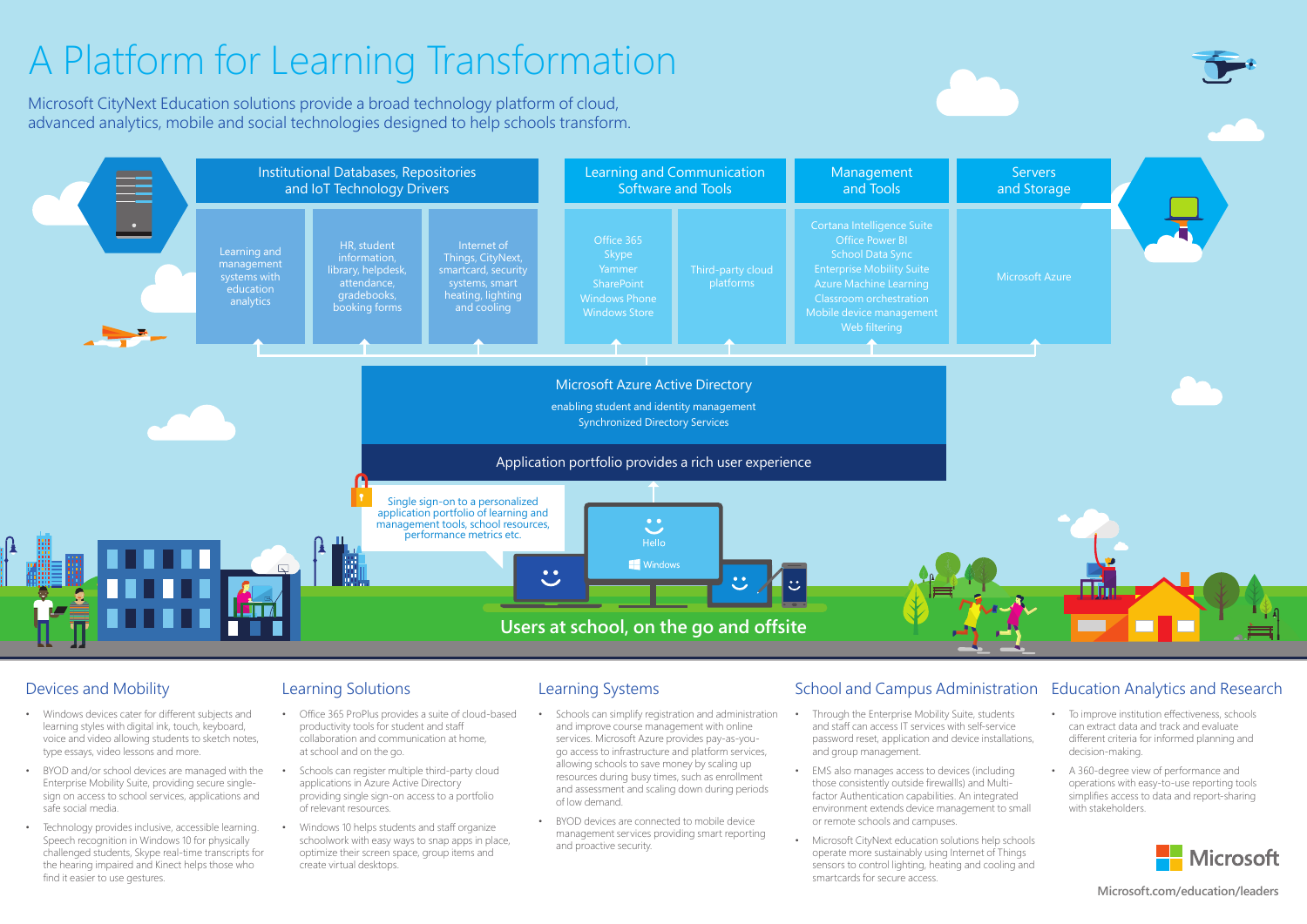# A Platform for Learning Transformation

Microsoft CityNext Education solutions provide a broad technology platform of cloud, advanced analytics, mobile and social technologies designed to help schools transform.

## Institutional Databases, Repositories and IoT Technology Drivers

- Learning and management systems with education analytics
- HR, student information, library, helpdesk, attendance, gradebooks, booking forms
- Internet of Things, CityNext, smartcard, security systems, smart heating, lighting and cooling

## Learning and Communication Software and Tools

- Office 365, Skype, Yammer, SharePoint, Windows Phone, Windows Store
- Third-party cloud platforms

## Management and Tools

Cortana Intelligence Suite, Office Power BI, School Data Sync, Enterprise Mobility Suite, Azure Machine Learning, Classroom orchestration, Mobile device management, Web filtering

## Servers and Storage

Microsoft Azure

## Microsoft Azure Active Directory

enabling student and identity management
Synchronized Directory Services

**Application portfolio provides a rich user experience**

Single sign-on to a personalized application portfolio of learning and management tools, school resources, performance metrics etc.

Hello
Windows

**Users at school, on the go and offsite**

## Devices and Mobility

- Windows devices cater for different subjects and learning styles with digital ink, touch, keyboard, voice and video allowing students to sketch notes, type essays, video lessons and more.
- BYOD and/or school devices are managed with the Enterprise Mobility Suite, providing secure single-sign on access to school services, applications and safe social media.
- Technology provides inclusive, accessible learning. Speech recognition in Windows 10 for physically challenged students, Skype real-time transcripts for the hearing impaired and Kinect helps those who find it easier to use gestures.

## Learning Solutions

- Office 365 ProPlus provides a suite of cloud-based productivity tools for student and staff collaboration and communication at home, at school and on the go.
- Schools can register multiple third-party cloud applications in Azure Active Directory providing single sign-on access to a portfolio of relevant resources.
- Windows 10 helps students and staff organize schoolwork with easy ways to snap apps in place, optimize their screen space, group items and create virtual desktops.

## Learning Systems

- Schools can simplify registration and administration and improve course management with online services. Microsoft Azure provides pay-as-you-go access to infrastructure and platform services, allowing schools to save money by scaling up resources during busy times, such as enrollment and assessment and scaling down during periods of low demand.
- BYOD devices are connected to mobile device management services providing smart reporting and proactive security.

## School and Campus Administration

- Through the Enterprise Mobility Suite, students and staff can access IT services with self-service password reset, application and device installations, and group management.
- EMS also manages access to devices (including those consistently outside firewalls) and Multi-factor Authentication capabilities. An integrated environment extends device management to small or remote schools and campuses.
- Microsoft CityNext education solutions help schools operate more sustainably using Internet of Things sensors to control lighting, heating and cooling and smartcards for secure access.

## Education Analytics and Research

- To improve institution effectiveness, schools can extract data and track and evaluate different criteria for informed planning and decision-making.
- A 360-degree view of performance and operations with easy-to-use reporting tools simplifies access to data and report-sharing with stakeholders.

Microsoft

Microsoft.com/education/leaders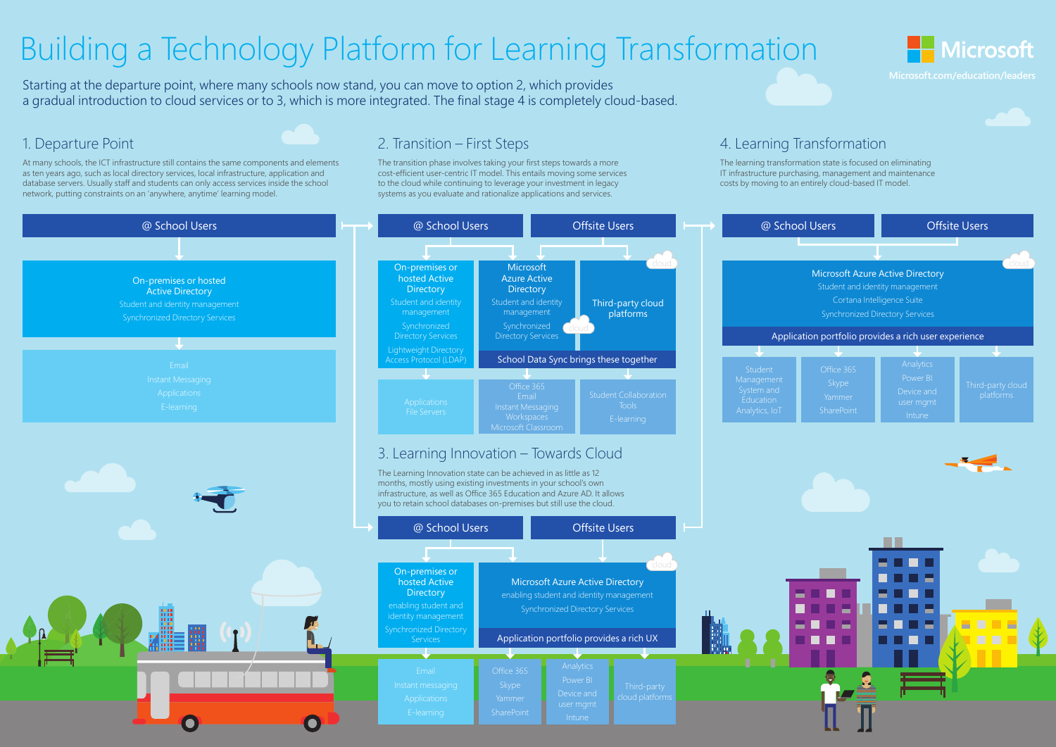# Building a Technology Platform for Learning Transformation

Microsoft

Microsoft.com/education/leaders

Starting at the departure point, where many schools now stand, you can move to option 2, which provides a gradual introduction to cloud services or to 3, which is more integrated. The final stage 4 is completely cloud-based.

## 1. Departure Point

At many schools, the ICT infrastructure still contains the same components and elements as ten years ago, such as local directory services, local infrastructure, application and database servers. Usually staff and students can only access services inside the school network, putting constraints on an 'anywhere, anytime' learning model.

@ School Users

On-premises or hosted Active Directory
Student and identity management
Synchronized Directory Services

Email
Instant Messaging
Applications
E-learning

## 2. Transition – First Steps

The transition phase involves taking your first steps towards a more cost-efficient user-centric IT model. This entails moving some services to the cloud while continuing to leverage your investment in legacy systems as you evaluate and rationalize applications and services.

@ School Users

Offsite Users

On-premises or hosted Active Directory
Student and identity management
Synchronized Directory Services
Lightweight Directory Access Protocol (LDAP)

Microsoft Azure Active Directory
Student and identity management
Synchronized Directory Services

Third-party cloud platforms

School Data Sync brings these together

Applications
File Servers

Office 365
Email
Instant Messaging
Workspaces
Microsoft Classroom

Student Collaboration Tools
E-learning

## 3. Learning Innovation – Towards Cloud

The Learning Innovation state can be achieved in as little as 12 months, mostly using existing investments in your school's own infrastructure, as well as Office 365 Education and Azure AD. It allows you to retain school databases on-premises but still use the cloud.

@ School Users

Offsite Users

On-premises or hosted Active Directory
enabling student and identity management
Synchronized Directory Services

Microsoft Azure Active Directory
enabling student and identity management
Synchronized Directory Services

Application portfolio provides a rich UX

Email
Instant messaging
Applications
E-learning

Office 365
Skype
Yammer
SharePoint

Analytics
Power BI
Device and user mgmt
Intune

Third-party cloud platforms

## 4. Learning Transformation

The learning transformation state is focused on eliminating IT infrastructure purchasing, management and maintenance costs by moving to an entirely cloud-based IT model.

@ School Users

Offsite Users

Microsoft Azure Active Directory
Student and identity management
Cortana Intelligence Suite
Synchronized Directory Services

Application portfolio provides a rich user experience

Student Management System and Education Analytics, IoT

Office 365
Skype
Yammer
SharePoint

Analytics
Power BI
Device and user mgmt
Intune

Third-party cloud platforms